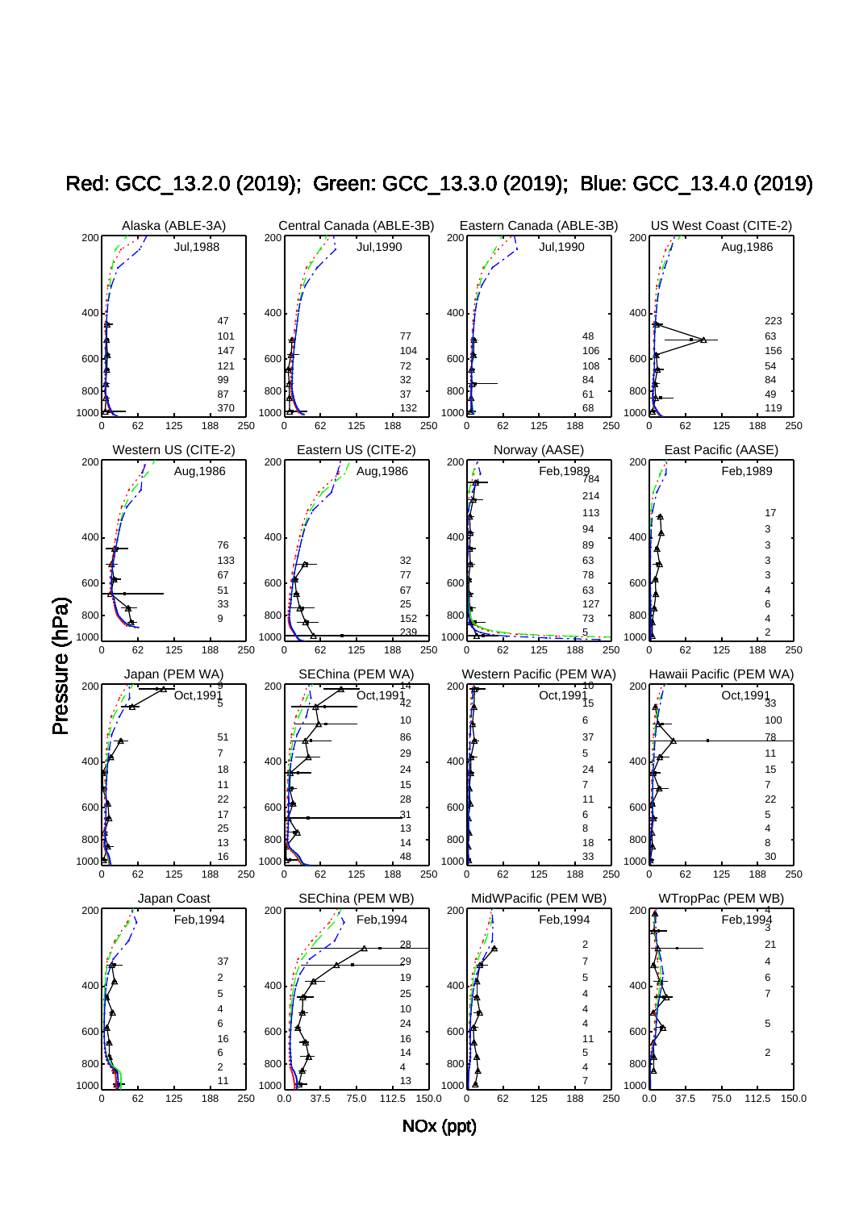Red: GCC_13.2.0 (2019); Green: GCC_13.3.0 (2019); Blue: GCC_13.4.0 (2019)

Alaska (ABLE-3A) Jul,1988

Central Canada (ABLE-3B) Jul,1990

Eastern Canada (ABLE-3B) Jul,1990

US West Coast (CITE-2) Aug,1986

Western US (CITE-2) Aug,1986

Eastern US (CITE-2) Aug,1986

Norway (AASE) Feb,1989

East Pacific (AASE) Feb,1989

Japan (PEM WA) Oct,1991

SEChina (PEM WA) Oct,1991

Western Pacific (PEM WA) Oct,1991

Hawaii Pacific (PEM WA) Oct,1991

Japan Coast Feb,1994

SEChina (PEM WB) Feb,1994

MidWPacific (PEM WB) Feb,1994

WTropPac (PEM WB) Feb,1994

Pressure (hPa)

NOx (ppt)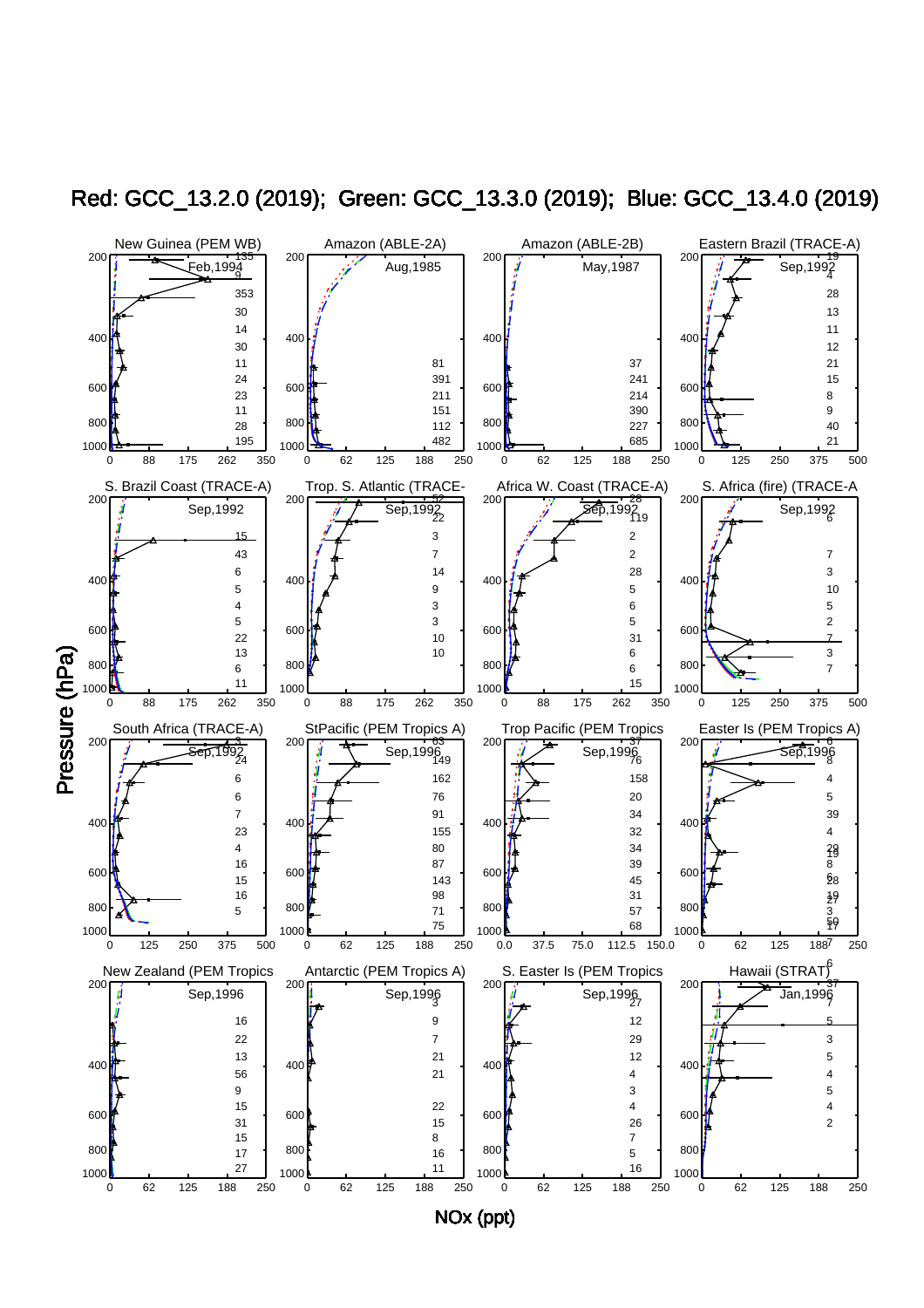# Red: GCC_13.2.0 (2019); Green: GCC_13.3.0 (2019); Blue: GCC_13.4.0 (2019)

New Guinea (PEM WB) — Feb,1994

Amazon (ABLE-2A) — Aug,1985

Amazon (ABLE-2B) — May,1987

Eastern Brazil (TRACE-A) — Sep,1992

S. Brazil Coast (TRACE-A) — Sep,1992

Trop. S. Atlantic (TRACE- — Sep,1992

Africa W. Coast (TRACE-A) — Sep,1992

S. Africa (fire) (TRACE-A — Sep,1992

South Africa (TRACE-A) — Sep,1992

StPacific (PEM Tropics A) — Sep,1996

Trop Pacific (PEM Tropics — Sep,1996

Easter Is (PEM Tropics A) — Sep,1996

New Zealand (PEM Tropics — Sep,1996

Antarctic (PEM Tropics A) — Sep,1996

S. Easter Is (PEM Tropics — Sep,1996

Hawaii (STRAT) — Jan,1996

Pressure (hPa)

NOx (ppt)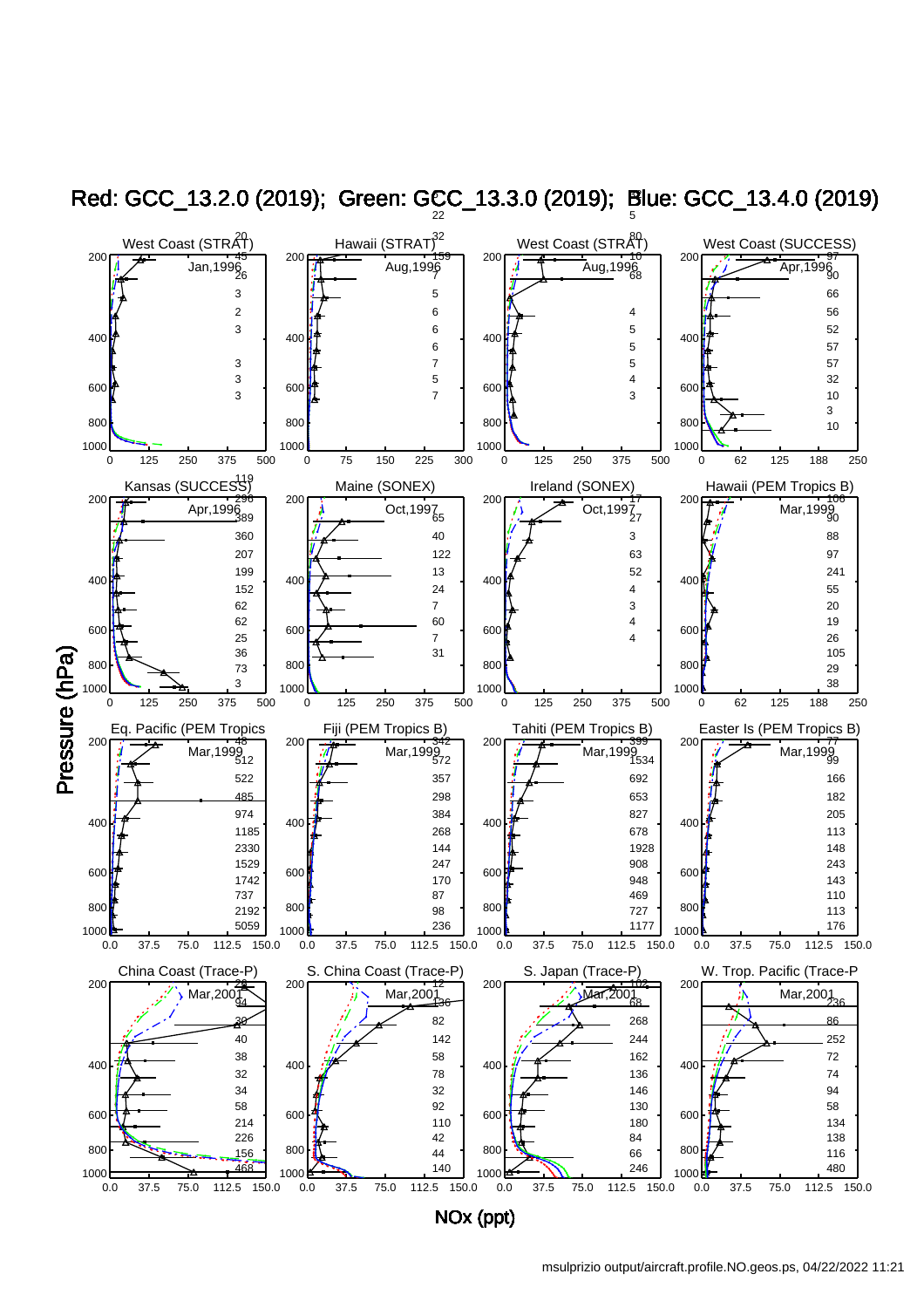Red: GCC_13.2.0 (2019); Green: GCC_13.3.0 (2019); Blue: GCC_13.4.0 (2019)

Pressure (hPa)

NOx (ppt)

West Coast (STRAT)
Jan,1996
20
45
26
3
2
3
3
3
3

Hawaii (STRAT)
Aug,1996
22
32
159
7
5
6
6
6
7
5
7

West Coast (STRAT)
Aug,1996
5
80
10
68
4
5
5
5
4
3

West Coast (SUCCESS)
Apr,1996
87
90
66
56
52
57
57
32
10
3
10

Kansas (SUCCESS)
Apr,1996
119
296
389
360
207
199
152
62
62
25
36
73
3

Maine (SONEX)
Oct,1997
65
40
122
13
24
7
60
7
31

Ireland (SONEX)
Oct,1997
17
27
3
63
52
4
3
4
4

Hawaii (PEM Tropics B)
Mar,1999
106
90
88
97
241
55
20
19
26
105
29
38

Eq. Pacific (PEM Tropics
Mar,1999
48
512
522
485
974
1185
2330
1529
1742
737
2192
5059

Fiji (PEM Tropics B)
Mar,1999
342
572
357
298
384
268
144
247
170
87
98
236

Tahiti (PEM Tropics B)
Mar,1999
399
1534
692
653
827
678
1928
908
948
469
727
1177

Easter Is (PEM Tropics B)
Mar,1999
77
99
166
182
205
113
148
243
143
110
113
176

China Coast (Trace-P)
Mar,2001
28
94
30
40
38
32
34
58
214
226
156
468

S. China Coast (Trace-P)
Mar,2001
12
136
82
142
58
78
32
92
110
42
44
140

S. Japan (Trace-P)
Mar,2001
102
68
268
244
162
136
146
130
180
84
66
246

W. Trop. Pacific (Trace-P
Mar,2001
236
86
252
72
74
94
58
134
138
116
480

200
400
600
800
1000

0 125 250 375 500
0 75 150 225 300
0 62 125 188 250
0.0 37.5 75.0 112.5 150.0

msulprizio output/aircraft.profile.NO.geos.ps, 04/22/2022 11:21